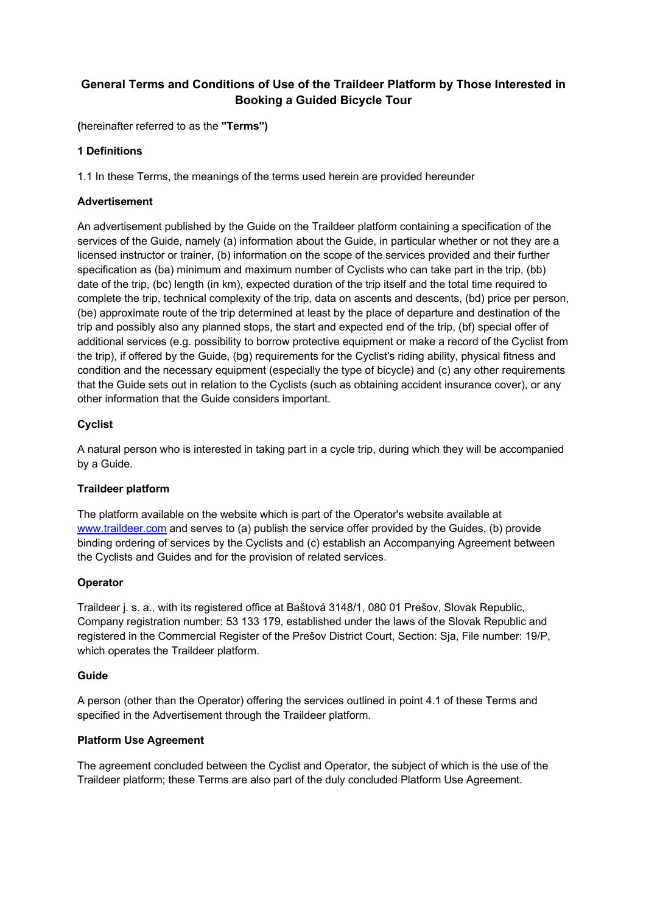# General Terms and Conditions of Use of the Traildeer Platform by Those Interested in Booking a Guided Bicycle Tour

**(**hereinafter referred to as the **"Terms")**

## 1 Definitions

1.1 In these Terms, the meanings of the terms used herein are provided hereunder

**Advertisement**

An advertisement published by the Guide on the Traildeer platform containing a specification of the services of the Guide, namely (a) information about the Guide, in particular whether or not they are a licensed instructor or trainer, (b) information on the scope of the services provided and their further specification as (ba) minimum and maximum number of Cyclists who can take part in the trip, (bb) date of the trip, (bc) length (in km), expected duration of the trip itself and the total time required to complete the trip, technical complexity of the trip, data on ascents and descents, (bd) price per person, (be) approximate route of the trip determined at least by the place of departure and destination of the trip and possibly also any planned stops, the start and expected end of the trip, (bf) special offer of additional services (e.g. possibility to borrow protective equipment or make a record of the Cyclist from the trip), if offered by the Guide, (bg) requirements for the Cyclist's riding ability, physical fitness and condition and the necessary equipment (especially the type of bicycle) and (c) any other requirements that the Guide sets out in relation to the Cyclists (such as obtaining accident insurance cover), or any other information that the Guide considers important.

**Cyclist**

A natural person who is interested in taking part in a cycle trip, during which they will be accompanied by a Guide.

**Traildeer platform**

The platform available on the website which is part of the Operator's website available at [www.traildeer.com](http://www.traildeer.com) and serves to (a) publish the service offer provided by the Guides, (b) provide binding ordering of services by the Cyclists and (c) establish an Accompanying Agreement between the Cyclists and Guides and for the provision of related services.

**Operator**

Traildeer j. s. a., with its registered office at Baštová 3148/1, 080 01 Prešov, Slovak Republic, Company registration number: 53 133 179, established under the laws of the Slovak Republic and registered in the Commercial Register of the Prešov District Court, Section: Sja, File number: 19/P, which operates the Traildeer platform.

**Guide**

A person (other than the Operator) offering the services outlined in point 4.1 of these Terms and specified in the Advertisement through the Traildeer platform.

**Platform Use Agreement**

The agreement concluded between the Cyclist and Operator, the subject of which is the use of the Traildeer platform; these Terms are also part of the duly concluded Platform Use Agreement.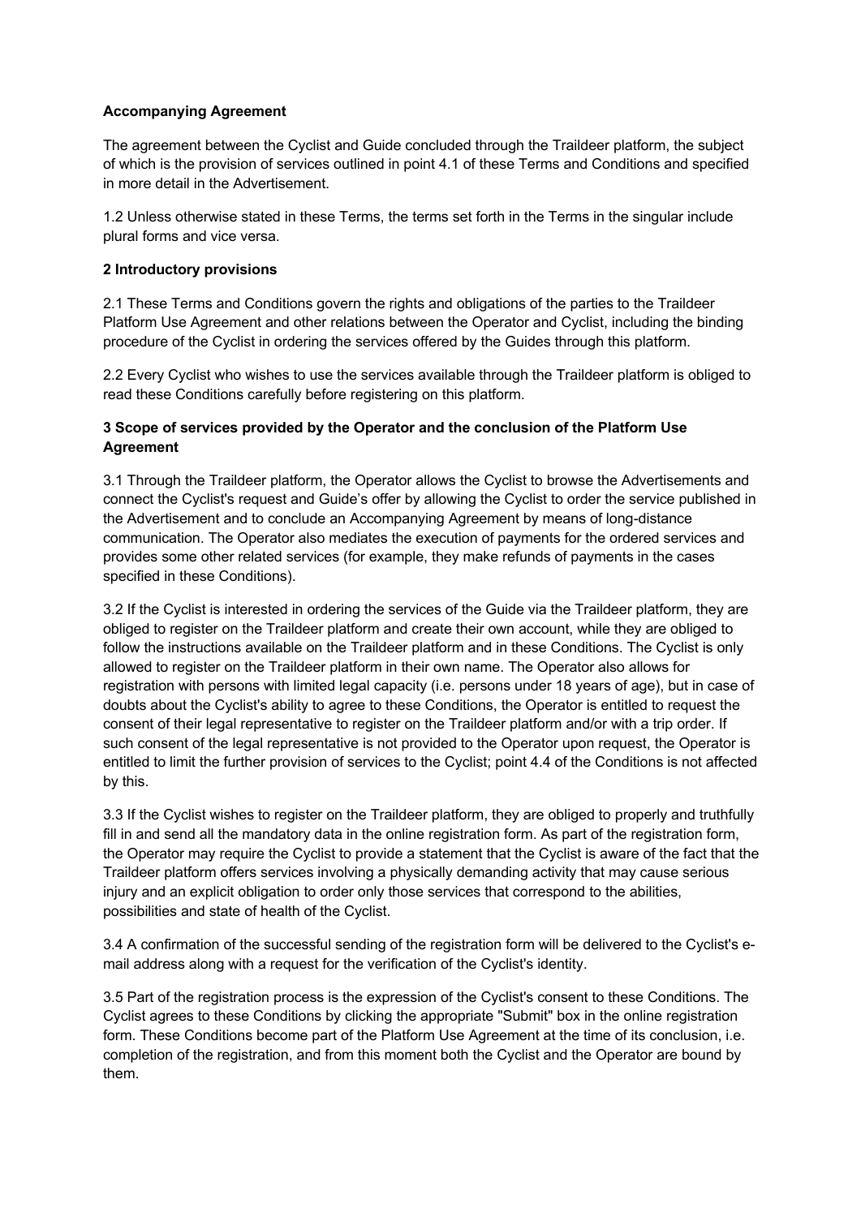**Accompanying Agreement**

The agreement between the Cyclist and Guide concluded through the Traildeer platform, the subject of which is the provision of services outlined in point 4.1 of these Terms and Conditions and specified in more detail in the Advertisement.

1.2 Unless otherwise stated in these Terms, the terms set forth in the Terms in the singular include plural forms and vice versa.

**2 Introductory provisions**

2.1 These Terms and Conditions govern the rights and obligations of the parties to the Traildeer Platform Use Agreement and other relations between the Operator and Cyclist, including the binding procedure of the Cyclist in ordering the services offered by the Guides through this platform.

2.2 Every Cyclist who wishes to use the services available through the Traildeer platform is obliged to read these Conditions carefully before registering on this platform.

**3 Scope of services provided by the Operator and the conclusion of the Platform Use Agreement**

3.1 Through the Traildeer platform, the Operator allows the Cyclist to browse the Advertisements and connect the Cyclist's request and Guide's offer by allowing the Cyclist to order the service published in the Advertisement and to conclude an Accompanying Agreement by means of long-distance communication. The Operator also mediates the execution of payments for the ordered services and provides some other related services (for example, they make refunds of payments in the cases specified in these Conditions).

3.2 If the Cyclist is interested in ordering the services of the Guide via the Traildeer platform, they are obliged to register on the Traildeer platform and create their own account, while they are obliged to follow the instructions available on the Traildeer platform and in these Conditions. The Cyclist is only allowed to register on the Traildeer platform in their own name. The Operator also allows for registration with persons with limited legal capacity (i.e. persons under 18 years of age), but in case of doubts about the Cyclist's ability to agree to these Conditions, the Operator is entitled to request the consent of their legal representative to register on the Traildeer platform and/or with a trip order. If such consent of the legal representative is not provided to the Operator upon request, the Operator is entitled to limit the further provision of services to the Cyclist; point 4.4 of the Conditions is not affected by this.

3.3 If the Cyclist wishes to register on the Traildeer platform, they are obliged to properly and truthfully fill in and send all the mandatory data in the online registration form. As part of the registration form, the Operator may require the Cyclist to provide a statement that the Cyclist is aware of the fact that the Traildeer platform offers services involving a physically demanding activity that may cause serious injury and an explicit obligation to order only those services that correspond to the abilities, possibilities and state of health of the Cyclist.

3.4 A confirmation of the successful sending of the registration form will be delivered to the Cyclist's e-mail address along with a request for the verification of the Cyclist's identity.

3.5 Part of the registration process is the expression of the Cyclist's consent to these Conditions. The Cyclist agrees to these Conditions by clicking the appropriate "Submit" box in the online registration form. These Conditions become part of the Platform Use Agreement at the time of its conclusion, i.e. completion of the registration, and from this moment both the Cyclist and the Operator are bound by them.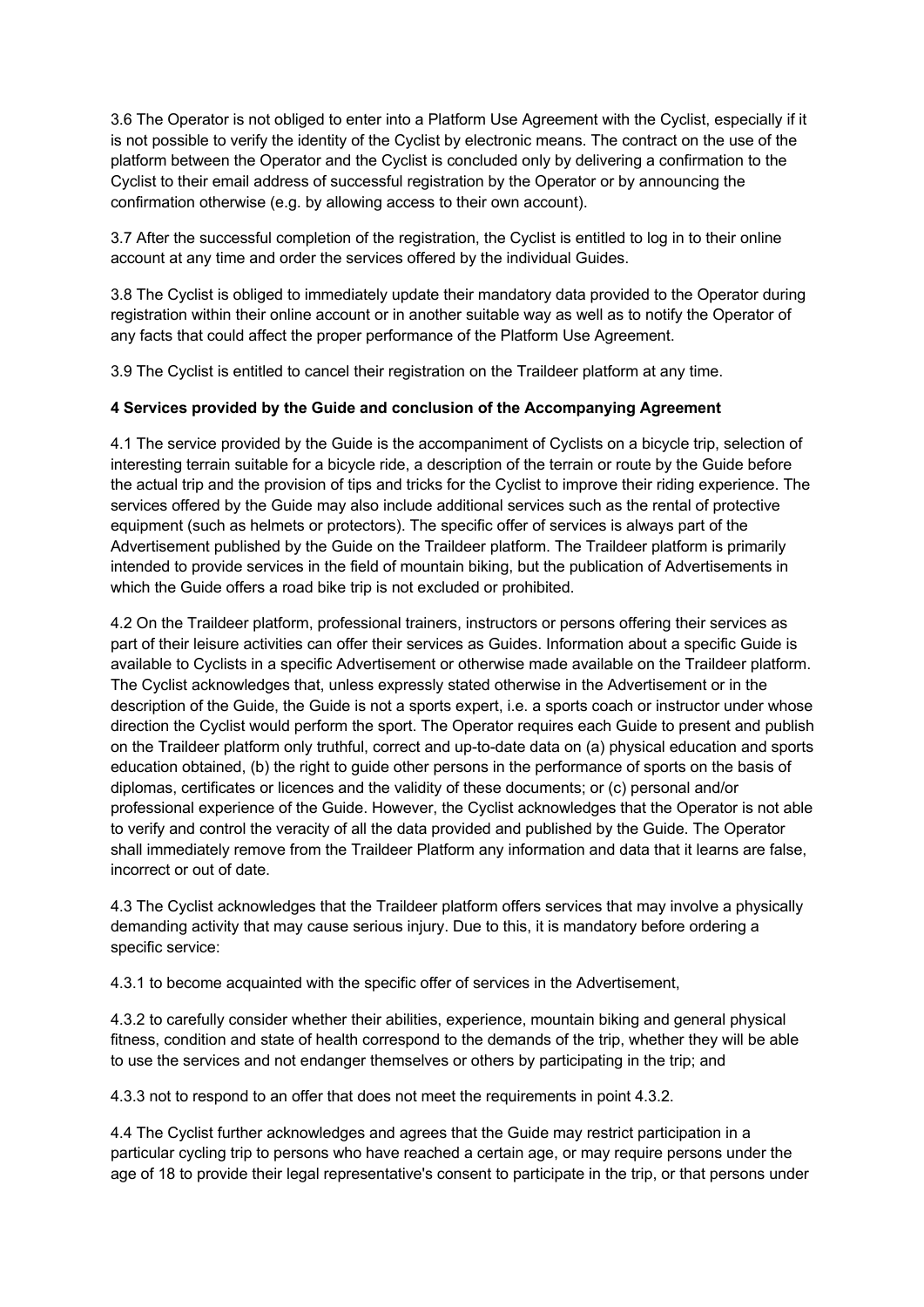3.6 The Operator is not obliged to enter into a Platform Use Agreement with the Cyclist, especially if it is not possible to verify the identity of the Cyclist by electronic means. The contract on the use of the platform between the Operator and the Cyclist is concluded only by delivering a confirmation to the Cyclist to their email address of successful registration by the Operator or by announcing the confirmation otherwise (e.g. by allowing access to their own account).

3.7 After the successful completion of the registration, the Cyclist is entitled to log in to their online account at any time and order the services offered by the individual Guides.

3.8 The Cyclist is obliged to immediately update their mandatory data provided to the Operator during registration within their online account or in another suitable way as well as to notify the Operator of any facts that could affect the proper performance of the Platform Use Agreement.

3.9 The Cyclist is entitled to cancel their registration on the Traildeer platform at any time.

**4 Services provided by the Guide and conclusion of the Accompanying Agreement**

4.1 The service provided by the Guide is the accompaniment of Cyclists on a bicycle trip, selection of interesting terrain suitable for a bicycle ride, a description of the terrain or route by the Guide before the actual trip and the provision of tips and tricks for the Cyclist to improve their riding experience. The services offered by the Guide may also include additional services such as the rental of protective equipment (such as helmets or protectors). The specific offer of services is always part of the Advertisement published by the Guide on the Traildeer platform. The Traildeer platform is primarily intended to provide services in the field of mountain biking, but the publication of Advertisements in which the Guide offers a road bike trip is not excluded or prohibited.

4.2 On the Traildeer platform, professional trainers, instructors or persons offering their services as part of their leisure activities can offer their services as Guides. Information about a specific Guide is available to Cyclists in a specific Advertisement or otherwise made available on the Traildeer platform. The Cyclist acknowledges that, unless expressly stated otherwise in the Advertisement or in the description of the Guide, the Guide is not a sports expert, i.e. a sports coach or instructor under whose direction the Cyclist would perform the sport. The Operator requires each Guide to present and publish on the Traildeer platform only truthful, correct and up-to-date data on (a) physical education and sports education obtained, (b) the right to guide other persons in the performance of sports on the basis of diplomas, certificates or licences and the validity of these documents; or (c) personal and/or professional experience of the Guide. However, the Cyclist acknowledges that the Operator is not able to verify and control the veracity of all the data provided and published by the Guide. The Operator shall immediately remove from the Traildeer Platform any information and data that it learns are false, incorrect or out of date.

4.3 The Cyclist acknowledges that the Traildeer platform offers services that may involve a physically demanding activity that may cause serious injury. Due to this, it is mandatory before ordering a specific service:

4.3.1 to become acquainted with the specific offer of services in the Advertisement,

4.3.2 to carefully consider whether their abilities, experience, mountain biking and general physical fitness, condition and state of health correspond to the demands of the trip, whether they will be able to use the services and not endanger themselves or others by participating in the trip; and

4.3.3 not to respond to an offer that does not meet the requirements in point 4.3.2.

4.4 The Cyclist further acknowledges and agrees that the Guide may restrict participation in a particular cycling trip to persons who have reached a certain age, or may require persons under the age of 18 to provide their legal representative's consent to participate in the trip, or that persons under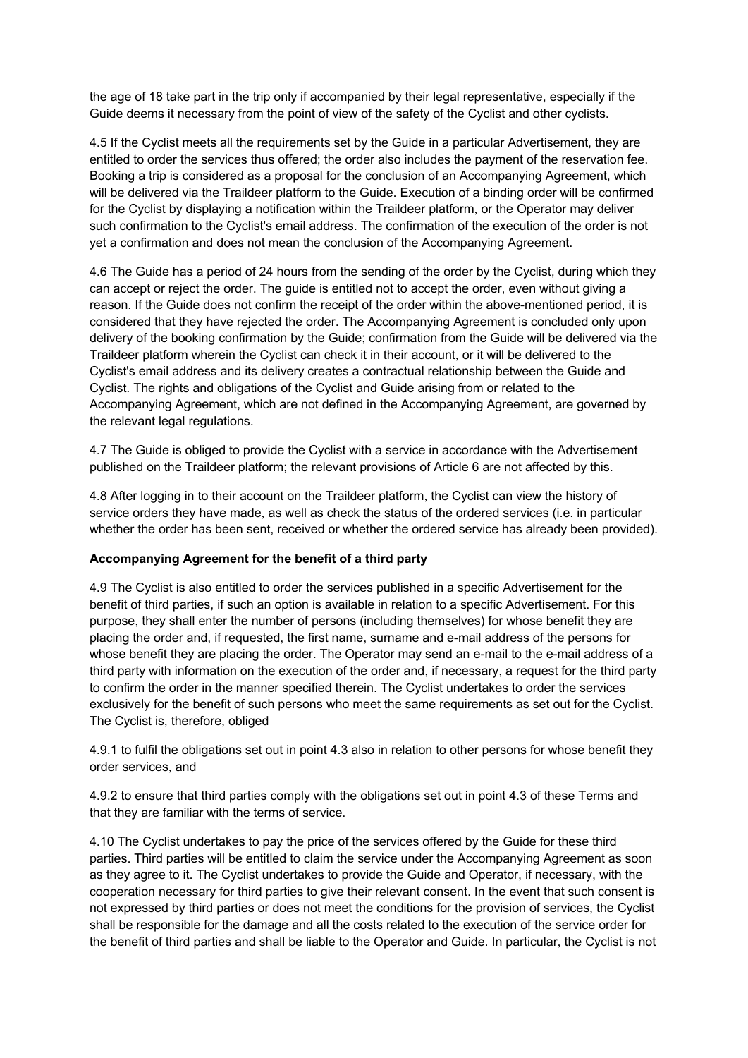the age of 18 take part in the trip only if accompanied by their legal representative, especially if the Guide deems it necessary from the point of view of the safety of the Cyclist and other cyclists.

4.5 If the Cyclist meets all the requirements set by the Guide in a particular Advertisement, they are entitled to order the services thus offered; the order also includes the payment of the reservation fee. Booking a trip is considered as a proposal for the conclusion of an Accompanying Agreement, which will be delivered via the Traildeer platform to the Guide. Execution of a binding order will be confirmed for the Cyclist by displaying a notification within the Traildeer platform, or the Operator may deliver such confirmation to the Cyclist's email address. The confirmation of the execution of the order is not yet a confirmation and does not mean the conclusion of the Accompanying Agreement.

4.6 The Guide has a period of 24 hours from the sending of the order by the Cyclist, during which they can accept or reject the order. The guide is entitled not to accept the order, even without giving a reason. If the Guide does not confirm the receipt of the order within the above-mentioned period, it is considered that they have rejected the order. The Accompanying Agreement is concluded only upon delivery of the booking confirmation by the Guide; confirmation from the Guide will be delivered via the Traildeer platform wherein the Cyclist can check it in their account, or it will be delivered to the Cyclist's email address and its delivery creates a contractual relationship between the Guide and Cyclist. The rights and obligations of the Cyclist and Guide arising from or related to the Accompanying Agreement, which are not defined in the Accompanying Agreement, are governed by the relevant legal regulations.

4.7 The Guide is obliged to provide the Cyclist with a service in accordance with the Advertisement published on the Traildeer platform; the relevant provisions of Article 6 are not affected by this.

4.8 After logging in to their account on the Traildeer platform, the Cyclist can view the history of service orders they have made, as well as check the status of the ordered services (i.e. in particular whether the order has been sent, received or whether the ordered service has already been provided).

**Accompanying Agreement for the benefit of a third party**

4.9 The Cyclist is also entitled to order the services published in a specific Advertisement for the benefit of third parties, if such an option is available in relation to a specific Advertisement. For this purpose, they shall enter the number of persons (including themselves) for whose benefit they are placing the order and, if requested, the first name, surname and e-mail address of the persons for whose benefit they are placing the order. The Operator may send an e-mail to the e-mail address of a third party with information on the execution of the order and, if necessary, a request for the third party to confirm the order in the manner specified therein. The Cyclist undertakes to order the services exclusively for the benefit of such persons who meet the same requirements as set out for the Cyclist. The Cyclist is, therefore, obliged

4.9.1 to fulfil the obligations set out in point 4.3 also in relation to other persons for whose benefit they order services, and

4.9.2 to ensure that third parties comply with the obligations set out in point 4.3 of these Terms and that they are familiar with the terms of service.

4.10 The Cyclist undertakes to pay the price of the services offered by the Guide for these third parties. Third parties will be entitled to claim the service under the Accompanying Agreement as soon as they agree to it. The Cyclist undertakes to provide the Guide and Operator, if necessary, with the cooperation necessary for third parties to give their relevant consent. In the event that such consent is not expressed by third parties or does not meet the conditions for the provision of services, the Cyclist shall be responsible for the damage and all the costs related to the execution of the service order for the benefit of third parties and shall be liable to the Operator and Guide. In particular, the Cyclist is not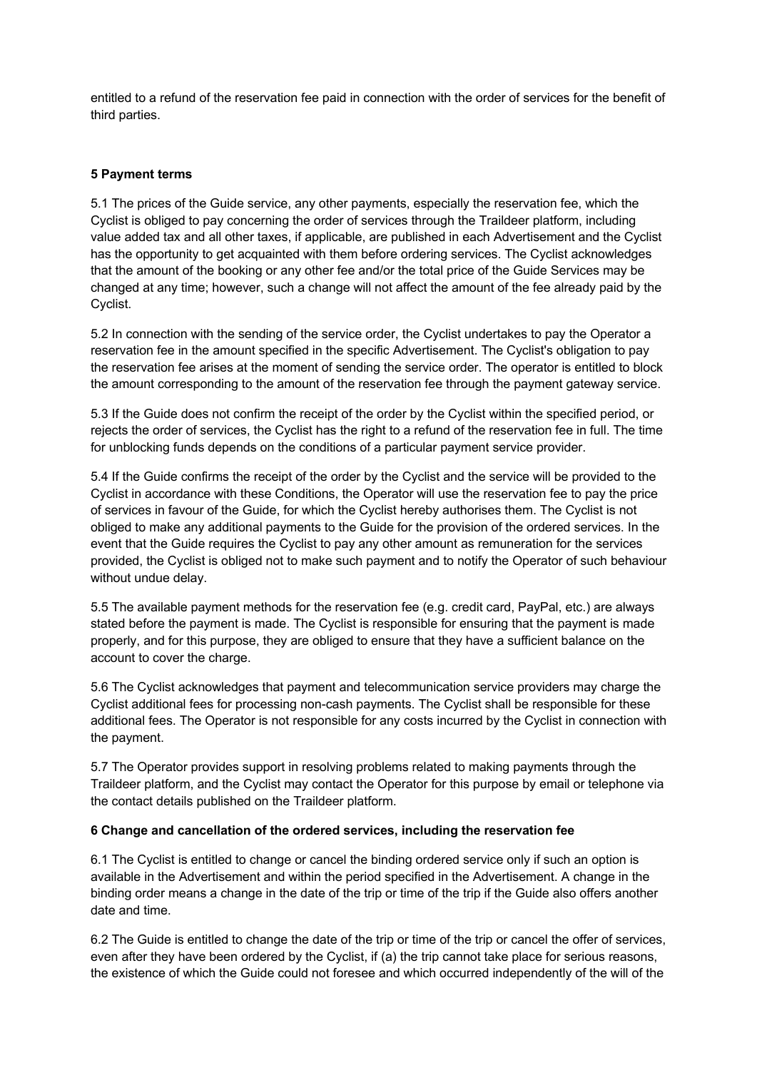entitled to a refund of the reservation fee paid in connection with the order of services for the benefit of third parties.

**5 Payment terms**

5.1 The prices of the Guide service, any other payments, especially the reservation fee, which the Cyclist is obliged to pay concerning the order of services through the Traildeer platform, including value added tax and all other taxes, if applicable, are published in each Advertisement and the Cyclist has the opportunity to get acquainted with them before ordering services. The Cyclist acknowledges that the amount of the booking or any other fee and/or the total price of the Guide Services may be changed at any time; however, such a change will not affect the amount of the fee already paid by the Cyclist.

5.2 In connection with the sending of the service order, the Cyclist undertakes to pay the Operator a reservation fee in the amount specified in the specific Advertisement. The Cyclist's obligation to pay the reservation fee arises at the moment of sending the service order. The operator is entitled to block the amount corresponding to the amount of the reservation fee through the payment gateway service.

5.3 If the Guide does not confirm the receipt of the order by the Cyclist within the specified period, or rejects the order of services, the Cyclist has the right to a refund of the reservation fee in full. The time for unblocking funds depends on the conditions of a particular payment service provider.

5.4 If the Guide confirms the receipt of the order by the Cyclist and the service will be provided to the Cyclist in accordance with these Conditions, the Operator will use the reservation fee to pay the price of services in favour of the Guide, for which the Cyclist hereby authorises them. The Cyclist is not obliged to make any additional payments to the Guide for the provision of the ordered services. In the event that the Guide requires the Cyclist to pay any other amount as remuneration for the services provided, the Cyclist is obliged not to make such payment and to notify the Operator of such behaviour without undue delay.

5.5 The available payment methods for the reservation fee (e.g. credit card, PayPal, etc.) are always stated before the payment is made. The Cyclist is responsible for ensuring that the payment is made properly, and for this purpose, they are obliged to ensure that they have a sufficient balance on the account to cover the charge.

5.6 The Cyclist acknowledges that payment and telecommunication service providers may charge the Cyclist additional fees for processing non-cash payments. The Cyclist shall be responsible for these additional fees. The Operator is not responsible for any costs incurred by the Cyclist in connection with the payment.

5.7 The Operator provides support in resolving problems related to making payments through the Traildeer platform, and the Cyclist may contact the Operator for this purpose by email or telephone via the contact details published on the Traildeer platform.

**6 Change and cancellation of the ordered services, including the reservation fee**

6.1 The Cyclist is entitled to change or cancel the binding ordered service only if such an option is available in the Advertisement and within the period specified in the Advertisement. A change in the binding order means a change in the date of the trip or time of the trip if the Guide also offers another date and time.

6.2 The Guide is entitled to change the date of the trip or time of the trip or cancel the offer of services, even after they have been ordered by the Cyclist, if (a) the trip cannot take place for serious reasons, the existence of which the Guide could not foresee and which occurred independently of the will of the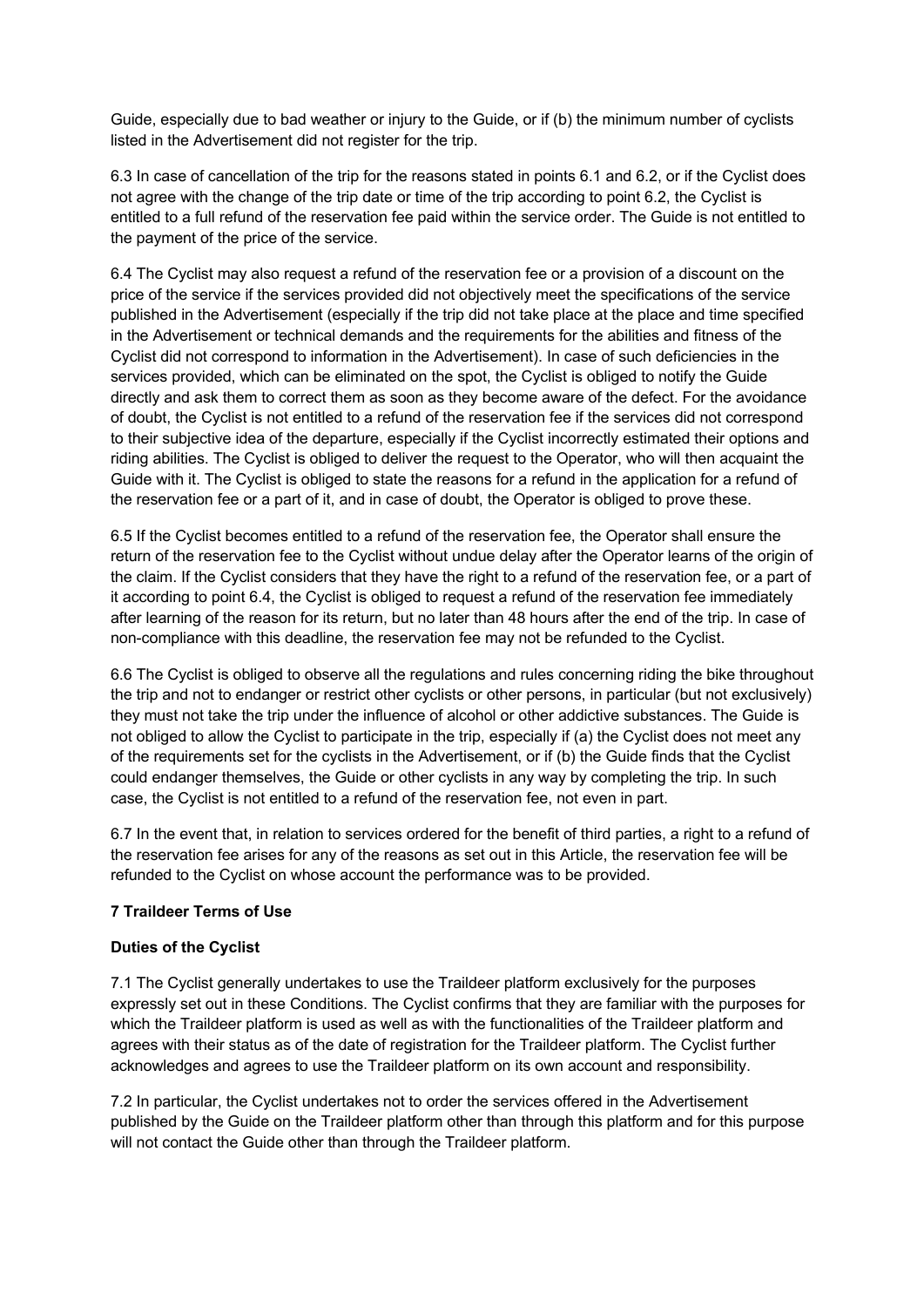Guide, especially due to bad weather or injury to the Guide, or if (b) the minimum number of cyclists listed in the Advertisement did not register for the trip.

6.3 In case of cancellation of the trip for the reasons stated in points 6.1 and 6.2, or if the Cyclist does not agree with the change of the trip date or time of the trip according to point 6.2, the Cyclist is entitled to a full refund of the reservation fee paid within the service order. The Guide is not entitled to the payment of the price of the service.

6.4 The Cyclist may also request a refund of the reservation fee or a provision of a discount on the price of the service if the services provided did not objectively meet the specifications of the service published in the Advertisement (especially if the trip did not take place at the place and time specified in the Advertisement or technical demands and the requirements for the abilities and fitness of the Cyclist did not correspond to information in the Advertisement). In case of such deficiencies in the services provided, which can be eliminated on the spot, the Cyclist is obliged to notify the Guide directly and ask them to correct them as soon as they become aware of the defect. For the avoidance of doubt, the Cyclist is not entitled to a refund of the reservation fee if the services did not correspond to their subjective idea of the departure, especially if the Cyclist incorrectly estimated their options and riding abilities. The Cyclist is obliged to deliver the request to the Operator, who will then acquaint the Guide with it. The Cyclist is obliged to state the reasons for a refund in the application for a refund of the reservation fee or a part of it, and in case of doubt, the Operator is obliged to prove these.

6.5 If the Cyclist becomes entitled to a refund of the reservation fee, the Operator shall ensure the return of the reservation fee to the Cyclist without undue delay after the Operator learns of the origin of the claim. If the Cyclist considers that they have the right to a refund of the reservation fee, or a part of it according to point 6.4, the Cyclist is obliged to request a refund of the reservation fee immediately after learning of the reason for its return, but no later than 48 hours after the end of the trip. In case of non-compliance with this deadline, the reservation fee may not be refunded to the Cyclist.

6.6 The Cyclist is obliged to observe all the regulations and rules concerning riding the bike throughout the trip and not to endanger or restrict other cyclists or other persons, in particular (but not exclusively) they must not take the trip under the influence of alcohol or other addictive substances. The Guide is not obliged to allow the Cyclist to participate in the trip, especially if (a) the Cyclist does not meet any of the requirements set for the cyclists in the Advertisement, or if (b) the Guide finds that the Cyclist could endanger themselves, the Guide or other cyclists in any way by completing the trip. In such case, the Cyclist is not entitled to a refund of the reservation fee, not even in part.

6.7 In the event that, in relation to services ordered for the benefit of third parties, a right to a refund of the reservation fee arises for any of the reasons as set out in this Article, the reservation fee will be refunded to the Cyclist on whose account the performance was to be provided.

## 7 Traildeer Terms of Use

### Duties of the Cyclist

7.1 The Cyclist generally undertakes to use the Traildeer platform exclusively for the purposes expressly set out in these Conditions. The Cyclist confirms that they are familiar with the purposes for which the Traildeer platform is used as well as with the functionalities of the Traildeer platform and agrees with their status as of the date of registration for the Traildeer platform. The Cyclist further acknowledges and agrees to use the Traildeer platform on its own account and responsibility.

7.2 In particular, the Cyclist undertakes not to order the services offered in the Advertisement published by the Guide on the Traildeer platform other than through this platform and for this purpose will not contact the Guide other than through the Traildeer platform.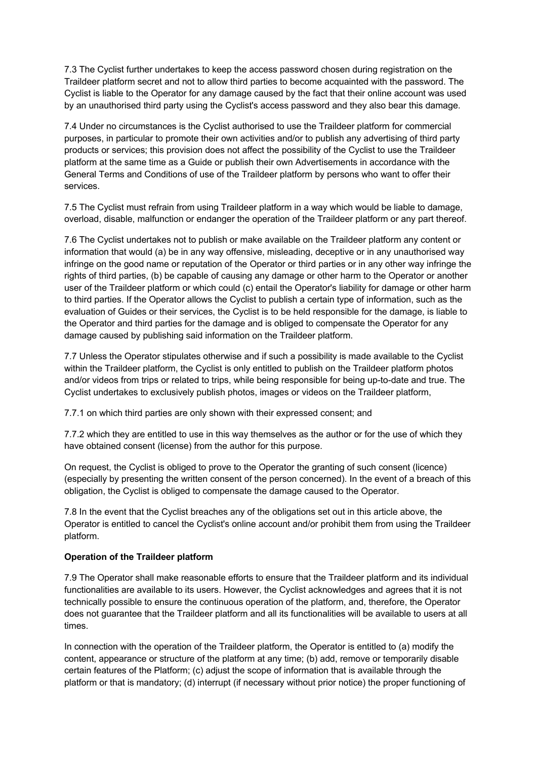7.3 The Cyclist further undertakes to keep the access password chosen during registration on the Traildeer platform secret and not to allow third parties to become acquainted with the password. The Cyclist is liable to the Operator for any damage caused by the fact that their online account was used by an unauthorised third party using the Cyclist's access password and they also bear this damage.

7.4 Under no circumstances is the Cyclist authorised to use the Traildeer platform for commercial purposes, in particular to promote their own activities and/or to publish any advertising of third party products or services; this provision does not affect the possibility of the Cyclist to use the Traildeer platform at the same time as a Guide or publish their own Advertisements in accordance with the General Terms and Conditions of use of the Traildeer platform by persons who want to offer their services.

7.5 The Cyclist must refrain from using Traildeer platform in a way which would be liable to damage, overload, disable, malfunction or endanger the operation of the Traildeer platform or any part thereof.

7.6 The Cyclist undertakes not to publish or make available on the Traildeer platform any content or information that would (a) be in any way offensive, misleading, deceptive or in any unauthorised way infringe on the good name or reputation of the Operator or third parties or in any other way infringe the rights of third parties, (b) be capable of causing any damage or other harm to the Operator or another user of the Traildeer platform or which could (c) entail the Operator's liability for damage or other harm to third parties. If the Operator allows the Cyclist to publish a certain type of information, such as the evaluation of Guides or their services, the Cyclist is to be held responsible for the damage, is liable to the Operator and third parties for the damage and is obliged to compensate the Operator for any damage caused by publishing said information on the Traildeer platform.

7.7 Unless the Operator stipulates otherwise and if such a possibility is made available to the Cyclist within the Traildeer platform, the Cyclist is only entitled to publish on the Traildeer platform photos and/or videos from trips or related to trips, while being responsible for being up-to-date and true. The Cyclist undertakes to exclusively publish photos, images or videos on the Traildeer platform,

7.7.1 on which third parties are only shown with their expressed consent; and

7.7.2 which they are entitled to use in this way themselves as the author or for the use of which they have obtained consent (license) from the author for this purpose.

On request, the Cyclist is obliged to prove to the Operator the granting of such consent (licence) (especially by presenting the written consent of the person concerned). In the event of a breach of this obligation, the Cyclist is obliged to compensate the damage caused to the Operator.

7.8 In the event that the Cyclist breaches any of the obligations set out in this article above, the Operator is entitled to cancel the Cyclist's online account and/or prohibit them from using the Traildeer platform.

**Operation of the Traildeer platform**

7.9 The Operator shall make reasonable efforts to ensure that the Traildeer platform and its individual functionalities are available to its users. However, the Cyclist acknowledges and agrees that it is not technically possible to ensure the continuous operation of the platform, and, therefore, the Operator does not guarantee that the Traildeer platform and all its functionalities will be available to users at all times.

In connection with the operation of the Traildeer platform, the Operator is entitled to (a) modify the content, appearance or structure of the platform at any time; (b) add, remove or temporarily disable certain features of the Platform; (c) adjust the scope of information that is available through the platform or that is mandatory; (d) interrupt (if necessary without prior notice) the proper functioning of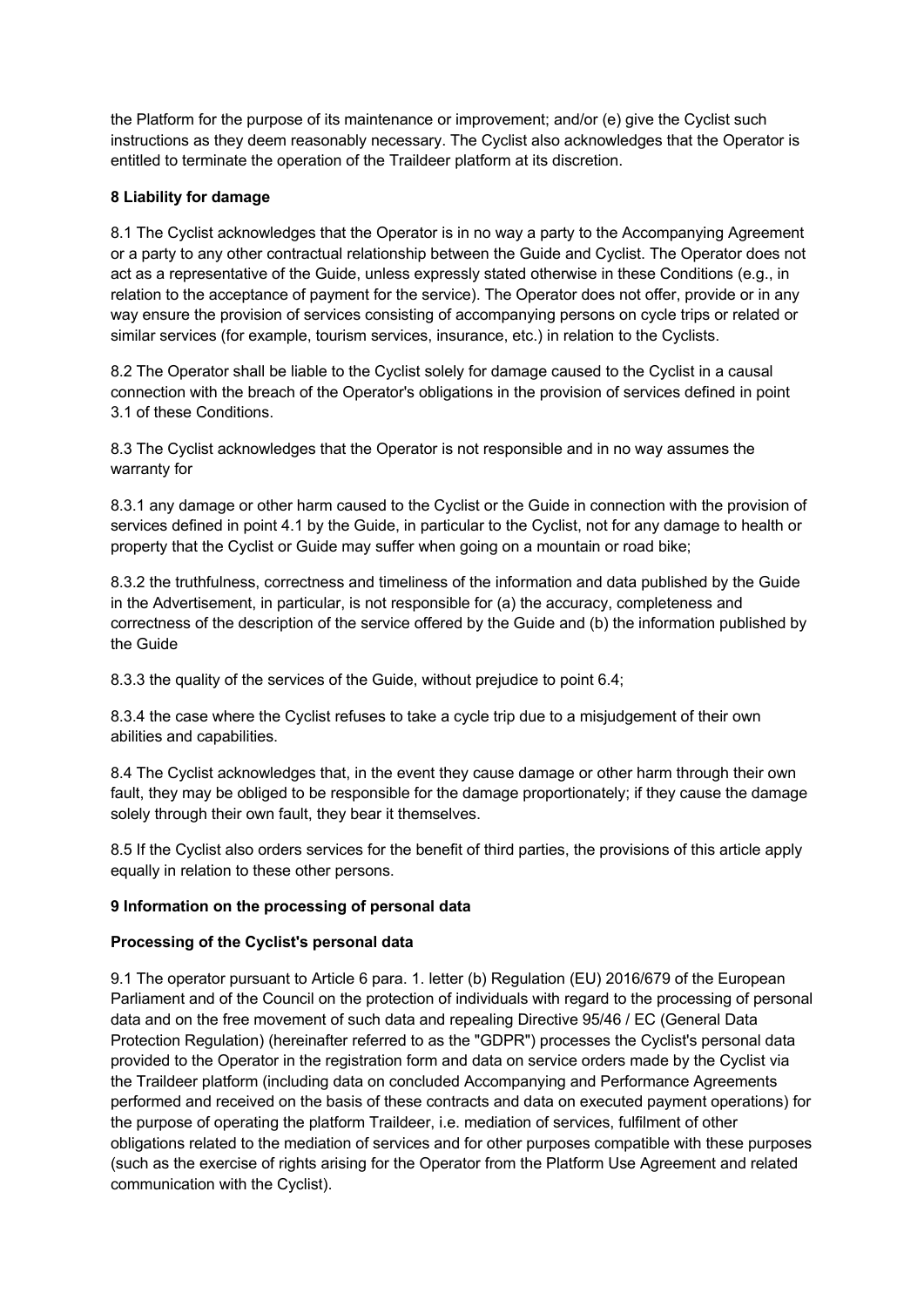the Platform for the purpose of its maintenance or improvement; and/or (e) give the Cyclist such instructions as they deem reasonably necessary. The Cyclist also acknowledges that the Operator is entitled to terminate the operation of the Traildeer platform at its discretion.

**8 Liability for damage**

8.1 The Cyclist acknowledges that the Operator is in no way a party to the Accompanying Agreement or a party to any other contractual relationship between the Guide and Cyclist. The Operator does not act as a representative of the Guide, unless expressly stated otherwise in these Conditions (e.g., in relation to the acceptance of payment for the service). The Operator does not offer, provide or in any way ensure the provision of services consisting of accompanying persons on cycle trips or related or similar services (for example, tourism services, insurance, etc.) in relation to the Cyclists.

8.2 The Operator shall be liable to the Cyclist solely for damage caused to the Cyclist in a causal connection with the breach of the Operator's obligations in the provision of services defined in point 3.1 of these Conditions.

8.3 The Cyclist acknowledges that the Operator is not responsible and in no way assumes the warranty for

8.3.1 any damage or other harm caused to the Cyclist or the Guide in connection with the provision of services defined in point 4.1 by the Guide, in particular to the Cyclist, not for any damage to health or property that the Cyclist or Guide may suffer when going on a mountain or road bike;

8.3.2 the truthfulness, correctness and timeliness of the information and data published by the Guide in the Advertisement, in particular, is not responsible for (a) the accuracy, completeness and correctness of the description of the service offered by the Guide and (b) the information published by the Guide

8.3.3 the quality of the services of the Guide, without prejudice to point 6.4;

8.3.4 the case where the Cyclist refuses to take a cycle trip due to a misjudgement of their own abilities and capabilities.

8.4 The Cyclist acknowledges that, in the event they cause damage or other harm through their own fault, they may be obliged to be responsible for the damage proportionately; if they cause the damage solely through their own fault, they bear it themselves.

8.5 If the Cyclist also orders services for the benefit of third parties, the provisions of this article apply equally in relation to these other persons.

**9 Information on the processing of personal data**

**Processing of the Cyclist's personal data**

9.1 The operator pursuant to Article 6 para. 1. letter (b) Regulation (EU) 2016/679 of the European Parliament and of the Council on the protection of individuals with regard to the processing of personal data and on the free movement of such data and repealing Directive 95/46 / EC (General Data Protection Regulation) (hereinafter referred to as the "GDPR") processes the Cyclist's personal data provided to the Operator in the registration form and data on service orders made by the Cyclist via the Traildeer platform (including data on concluded Accompanying and Performance Agreements performed and received on the basis of these contracts and data on executed payment operations) for the purpose of operating the platform Traildeer, i.e. mediation of services, fulfilment of other obligations related to the mediation of services and for other purposes compatible with these purposes (such as the exercise of rights arising for the Operator from the Platform Use Agreement and related communication with the Cyclist).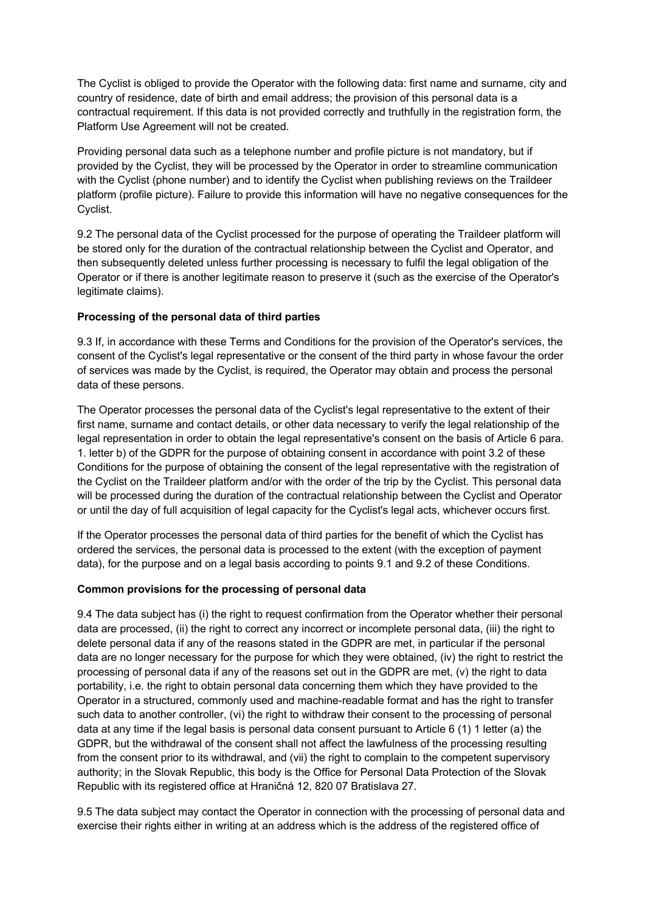The Cyclist is obliged to provide the Operator with the following data: first name and surname, city and country of residence, date of birth and email address; the provision of this personal data is a contractual requirement. If this data is not provided correctly and truthfully in the registration form, the Platform Use Agreement will not be created.

Providing personal data such as a telephone number and profile picture is not mandatory, but if provided by the Cyclist, they will be processed by the Operator in order to streamline communication with the Cyclist (phone number) and to identify the Cyclist when publishing reviews on the Traildeer platform (profile picture). Failure to provide this information will have no negative consequences for the Cyclist.

9.2 The personal data of the Cyclist processed for the purpose of operating the Traildeer platform will be stored only for the duration of the contractual relationship between the Cyclist and Operator, and then subsequently deleted unless further processing is necessary to fulfil the legal obligation of the Operator or if there is another legitimate reason to preserve it (such as the exercise of the Operator's legitimate claims).

**Processing of the personal data of third parties**

9.3 If, in accordance with these Terms and Conditions for the provision of the Operator's services, the consent of the Cyclist's legal representative or the consent of the third party in whose favour the order of services was made by the Cyclist, is required, the Operator may obtain and process the personal data of these persons.

The Operator processes the personal data of the Cyclist's legal representative to the extent of their first name, surname and contact details, or other data necessary to verify the legal relationship of the legal representation in order to obtain the legal representative's consent on the basis of Article 6 para. 1. letter b) of the GDPR for the purpose of obtaining consent in accordance with point 3.2 of these Conditions for the purpose of obtaining the consent of the legal representative with the registration of the Cyclist on the Traildeer platform and/or with the order of the trip by the Cyclist. This personal data will be processed during the duration of the contractual relationship between the Cyclist and Operator or until the day of full acquisition of legal capacity for the Cyclist's legal acts, whichever occurs first.

If the Operator processes the personal data of third parties for the benefit of which the Cyclist has ordered the services, the personal data is processed to the extent (with the exception of payment data), for the purpose and on a legal basis according to points 9.1 and 9.2 of these Conditions.

**Common provisions for the processing of personal data**

9.4 The data subject has (i) the right to request confirmation from the Operator whether their personal data are processed, (ii) the right to correct any incorrect or incomplete personal data, (iii) the right to delete personal data if any of the reasons stated in the GDPR are met, in particular if the personal data are no longer necessary for the purpose for which they were obtained, (iv) the right to restrict the processing of personal data if any of the reasons set out in the GDPR are met, (v) the right to data portability, i.e. the right to obtain personal data concerning them which they have provided to the Operator in a structured, commonly used and machine-readable format and has the right to transfer such data to another controller, (vi) the right to withdraw their consent to the processing of personal data at any time if the legal basis is personal data consent pursuant to Article 6 (1) 1 letter (a) the GDPR, but the withdrawal of the consent shall not affect the lawfulness of the processing resulting from the consent prior to its withdrawal, and (vii) the right to complain to the competent supervisory authority; in the Slovak Republic, this body is the Office for Personal Data Protection of the Slovak Republic with its registered office at Hraničná 12, 820 07 Bratislava 27.

9.5 The data subject may contact the Operator in connection with the processing of personal data and exercise their rights either in writing at an address which is the address of the registered office of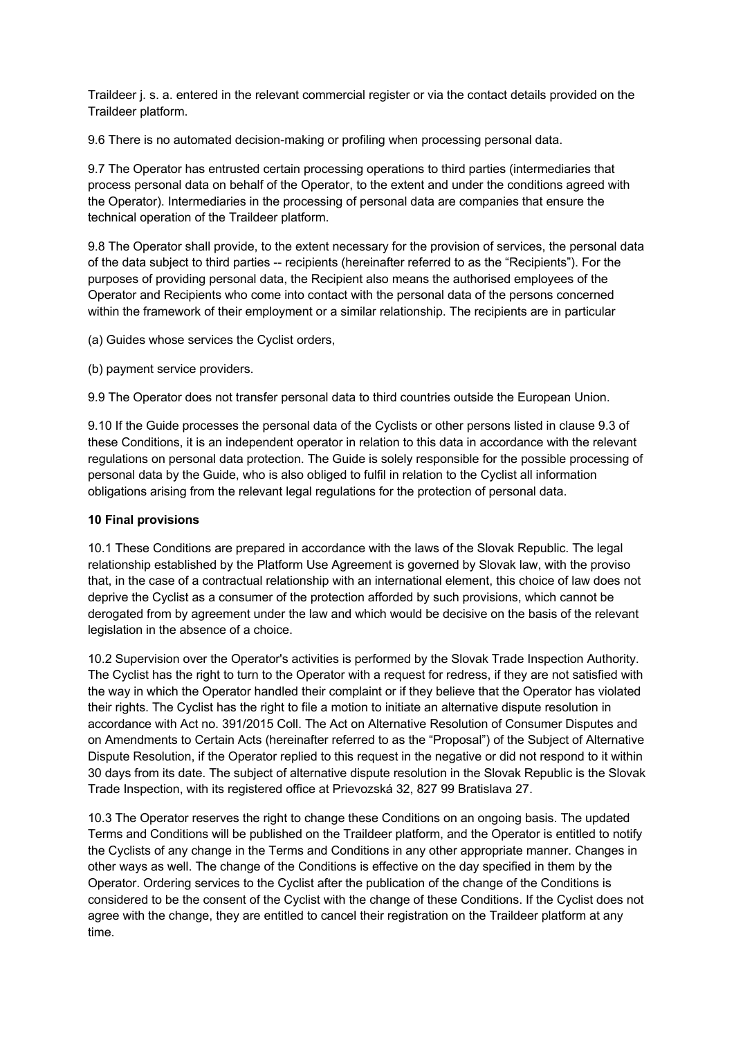Traildeer j. s. a. entered in the relevant commercial register or via the contact details provided on the Traildeer platform.

9.6 There is no automated decision-making or profiling when processing personal data.

9.7 The Operator has entrusted certain processing operations to third parties (intermediaries that process personal data on behalf of the Operator, to the extent and under the conditions agreed with the Operator). Intermediaries in the processing of personal data are companies that ensure the technical operation of the Traildeer platform.

9.8 The Operator shall provide, to the extent necessary for the provision of services, the personal data of the data subject to third parties -- recipients (hereinafter referred to as the "Recipients"). For the purposes of providing personal data, the Recipient also means the authorised employees of the Operator and Recipients who come into contact with the personal data of the persons concerned within the framework of their employment or a similar relationship. The recipients are in particular

(a) Guides whose services the Cyclist orders,

(b) payment service providers.

9.9 The Operator does not transfer personal data to third countries outside the European Union.

9.10 If the Guide processes the personal data of the Cyclists or other persons listed in clause 9.3 of these Conditions, it is an independent operator in relation to this data in accordance with the relevant regulations on personal data protection. The Guide is solely responsible for the possible processing of personal data by the Guide, who is also obliged to fulfil in relation to the Cyclist all information obligations arising from the relevant legal regulations for the protection of personal data.

**10 Final provisions**

10.1 These Conditions are prepared in accordance with the laws of the Slovak Republic. The legal relationship established by the Platform Use Agreement is governed by Slovak law, with the proviso that, in the case of a contractual relationship with an international element, this choice of law does not deprive the Cyclist as a consumer of the protection afforded by such provisions, which cannot be derogated from by agreement under the law and which would be decisive on the basis of the relevant legislation in the absence of a choice.

10.2 Supervision over the Operator's activities is performed by the Slovak Trade Inspection Authority. The Cyclist has the right to turn to the Operator with a request for redress, if they are not satisfied with the way in which the Operator handled their complaint or if they believe that the Operator has violated their rights. The Cyclist has the right to file a motion to initiate an alternative dispute resolution in accordance with Act no. 391/2015 Coll. The Act on Alternative Resolution of Consumer Disputes and on Amendments to Certain Acts (hereinafter referred to as the "Proposal") of the Subject of Alternative Dispute Resolution, if the Operator replied to this request in the negative or did not respond to it within 30 days from its date. The subject of alternative dispute resolution in the Slovak Republic is the Slovak Trade Inspection, with its registered office at Prievozská 32, 827 99 Bratislava 27.

10.3 The Operator reserves the right to change these Conditions on an ongoing basis. The updated Terms and Conditions will be published on the Traildeer platform, and the Operator is entitled to notify the Cyclists of any change in the Terms and Conditions in any other appropriate manner. Changes in other ways as well. The change of the Conditions is effective on the day specified in them by the Operator. Ordering services to the Cyclist after the publication of the change of the Conditions is considered to be the consent of the Cyclist with the change of these Conditions. If the Cyclist does not agree with the change, they are entitled to cancel their registration on the Traildeer platform at any time.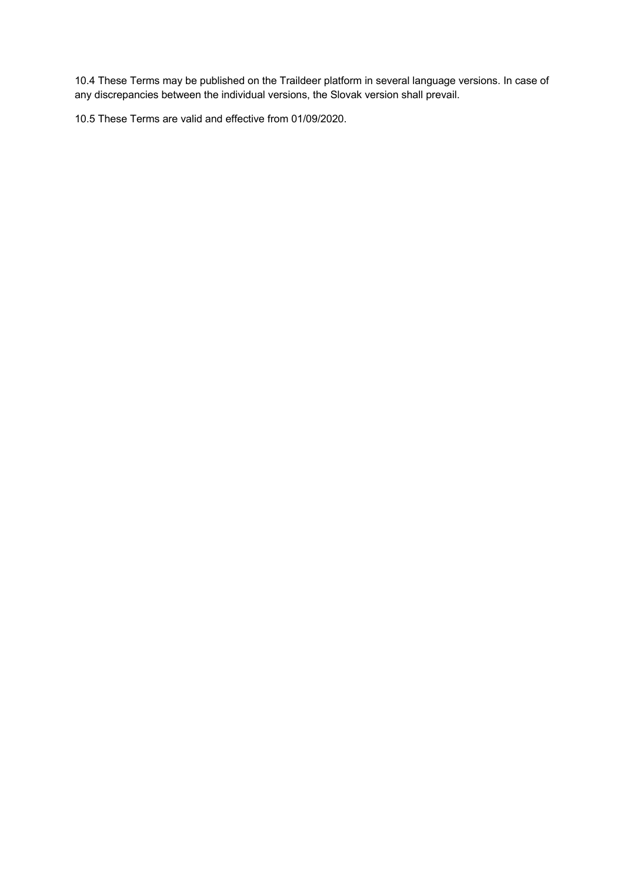10.4 These Terms may be published on the Traildeer platform in several language versions. In case of any discrepancies between the individual versions, the Slovak version shall prevail.

10.5 These Terms are valid and effective from 01/09/2020.